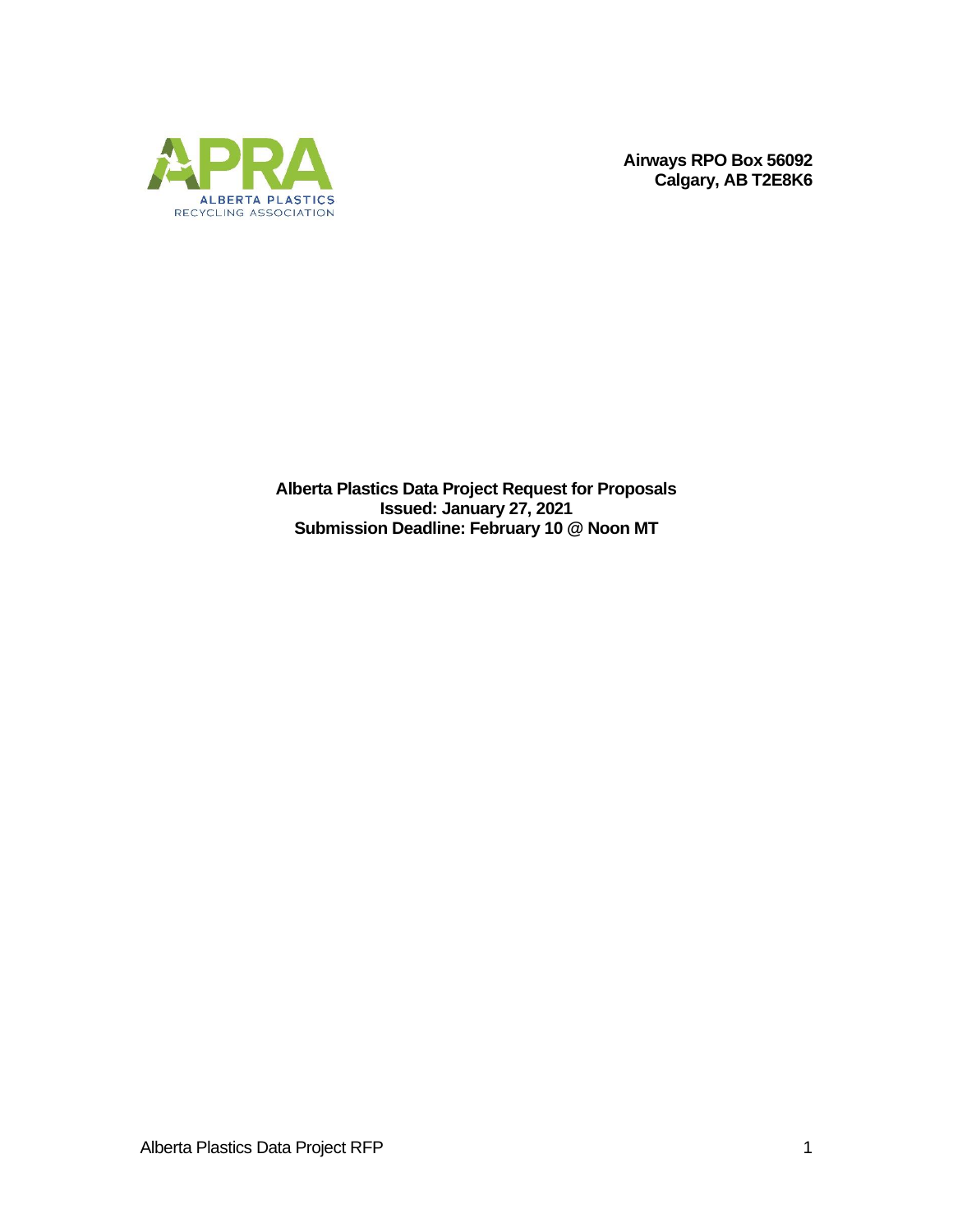APRA
ALBERTA PLASTICS
RECYCLING ASSOCIATION

**Airways RPO Box 56092**
**Calgary, AB T2E8K6**

**Alberta Plastics Data Project Request for Proposals**
**Issued: January 27, 2021**
**Submission Deadline: February 10 @ Noon MT**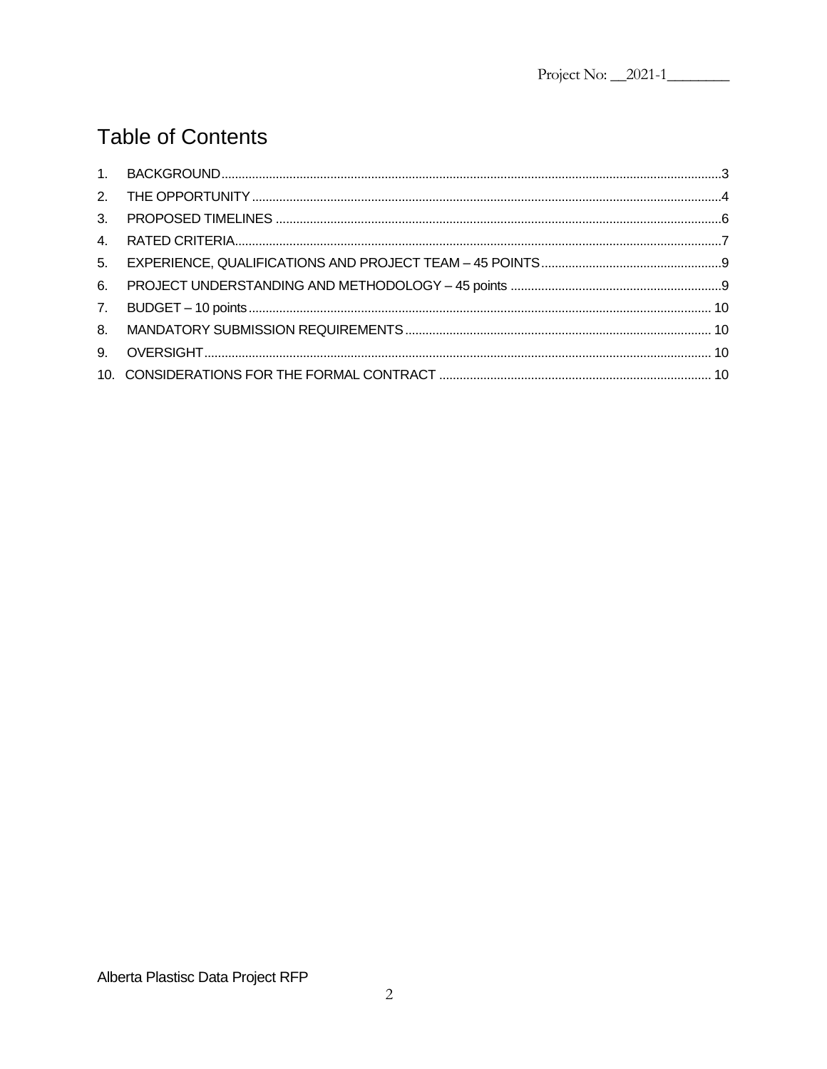# Table of Contents

1. BACKGROUND .......... 3
2. THE OPPORTUNITY .......... 4
3. PROPOSED TIMELINES .......... 6
4. RATED CRITERIA .......... 7
5. EXPERIENCE, QUALIFICATIONS AND PROJECT TEAM – 45 POINTS .......... 9
6. PROJECT UNDERSTANDING AND METHODOLOGY – 45 points .......... 9
7. BUDGET – 10 points .......... 10
8. MANDATORY SUBMISSION REQUIREMENTS .......... 10
9. OVERSIGHT .......... 10
10. CONSIDERATIONS FOR THE FORMAL CONTRACT .......... 10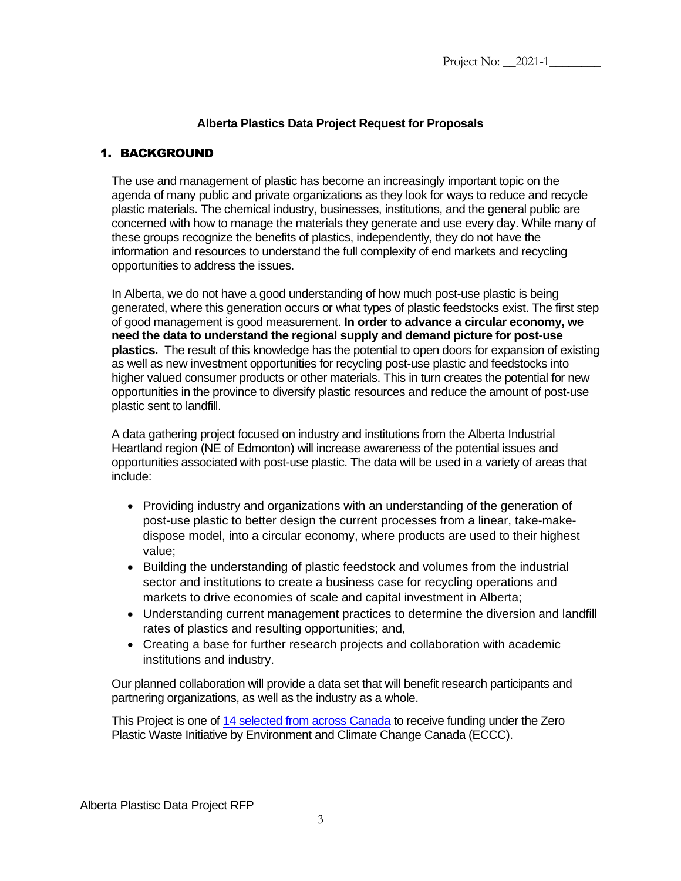Project No: \_\_2021-1\_\_\_\_\_\_\_\_

**Alberta Plastics Data Project Request for Proposals**

## 1. BACKGROUND

The use and management of plastic has become an increasingly important topic on the agenda of many public and private organizations as they look for ways to reduce and recycle plastic materials. The chemical industry, businesses, institutions, and the general public are concerned with how to manage the materials they generate and use every day. While many of these groups recognize the benefits of plastics, independently, they do not have the information and resources to understand the full complexity of end markets and recycling opportunities to address the issues.

In Alberta, we do not have a good understanding of how much post-use plastic is being generated, where this generation occurs or what types of plastic feedstocks exist. The first step of good management is good measurement. **In order to advance a circular economy, we need the data to understand the regional supply and demand picture for post-use plastics.** The result of this knowledge has the potential to open doors for expansion of existing as well as new investment opportunities for recycling post-use plastic and feedstocks into higher valued consumer products or other materials. This in turn creates the potential for new opportunities in the province to diversify plastic resources and reduce the amount of post-use plastic sent to landfill.

A data gathering project focused on industry and institutions from the Alberta Industrial Heartland region (NE of Edmonton) will increase awareness of the potential issues and opportunities associated with post-use plastic. The data will be used in a variety of areas that include:

- Providing industry and organizations with an understanding of the generation of post-use plastic to better design the current processes from a linear, take-make-dispose model, into a circular economy, where products are used to their highest value;
- Building the understanding of plastic feedstock and volumes from the industrial sector and institutions to create a business case for recycling operations and markets to drive economies of scale and capital investment in Alberta;
- Understanding current management practices to determine the diversion and landfill rates of plastics and resulting opportunities; and,
- Creating a base for further research projects and collaboration with academic institutions and industry.

Our planned collaboration will provide a data set that will benefit research participants and partnering organizations, as well as the industry as a whole.

This Project is one of 14 selected from across Canada to receive funding under the Zero Plastic Waste Initiative by Environment and Climate Change Canada (ECCC).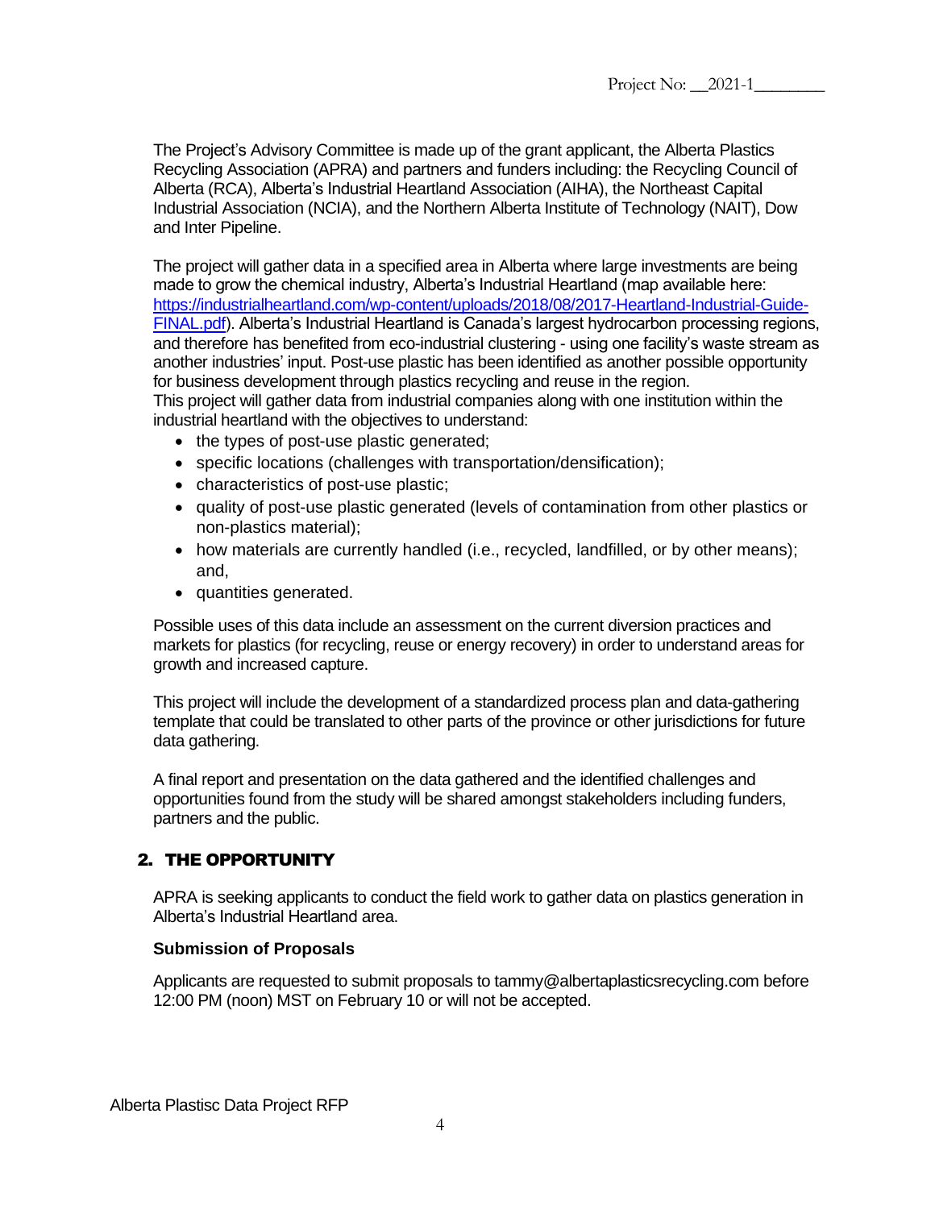The Project's Advisory Committee is made up of the grant applicant, the Alberta Plastics Recycling Association (APRA) and partners and funders including: the Recycling Council of Alberta (RCA), Alberta's Industrial Heartland Association (AIHA), the Northeast Capital Industrial Association (NCIA), and the Northern Alberta Institute of Technology (NAIT), Dow and Inter Pipeline.

The project will gather data in a specified area in Alberta where large investments are being made to grow the chemical industry, Alberta's Industrial Heartland (map available here: [https://industrialheartland.com/wp-content/uploads/2018/08/2017-Heartland-Industrial-Guide-FINAL.pdf](https://industrialheartland.com/wp-content/uploads/2018/08/2017-Heartland-Industrial-Guide-FINAL.pdf)). Alberta's Industrial Heartland is Canada's largest hydrocarbon processing regions, and therefore has benefited from eco-industrial clustering - using one facility's waste stream as another industries' input. Post-use plastic has been identified as another possible opportunity for business development through plastics recycling and reuse in the region.
This project will gather data from industrial companies along with one institution within the industrial heartland with the objectives to understand:

- the types of post-use plastic generated;
- specific locations (challenges with transportation/densification);
- characteristics of post-use plastic;
- quality of post-use plastic generated (levels of contamination from other plastics or non-plastics material);
- how materials are currently handled (i.e., recycled, landfilled, or by other means); and,
- quantities generated.

Possible uses of this data include an assessment on the current diversion practices and markets for plastics (for recycling, reuse or energy recovery) in order to understand areas for growth and increased capture.

This project will include the development of a standardized process plan and data-gathering template that could be translated to other parts of the province or other jurisdictions for future data gathering.

A final report and presentation on the data gathered and the identified challenges and opportunities found from the study will be shared amongst stakeholders including funders, partners and the public.

## 2. THE OPPORTUNITY

APRA is seeking applicants to conduct the field work to gather data on plastics generation in Alberta's Industrial Heartland area.

### Submission of Proposals

Applicants are requested to submit proposals to tammy@albertaplasticsrecycling.com before 12:00 PM (noon) MST on February 10 or will not be accepted.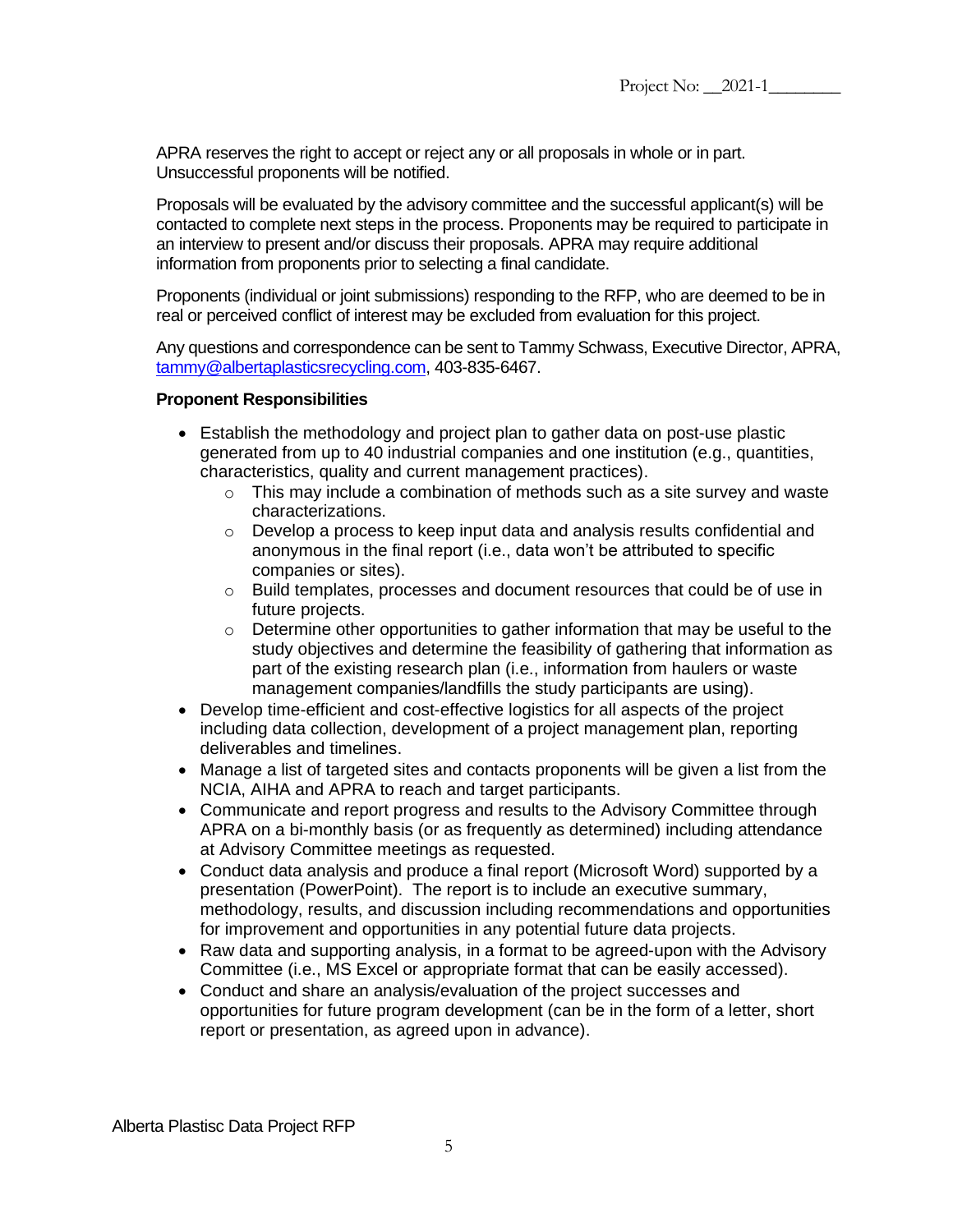APRA reserves the right to accept or reject any or all proposals in whole or in part. Unsuccessful proponents will be notified.

Proposals will be evaluated by the advisory committee and the successful applicant(s) will be contacted to complete next steps in the process. Proponents may be required to participate in an interview to present and/or discuss their proposals. APRA may require additional information from proponents prior to selecting a final candidate.

Proponents (individual or joint submissions) responding to the RFP, who are deemed to be in real or perceived conflict of interest may be excluded from evaluation for this project.

Any questions and correspondence can be sent to Tammy Schwass, Executive Director, APRA, tammy@albertaplasticsrecycling.com, 403-835-6467.

**Proponent Responsibilities**

- Establish the methodology and project plan to gather data on post-use plastic generated from up to 40 industrial companies and one institution (e.g., quantities, characteristics, quality and current management practices).
  - This may include a combination of methods such as a site survey and waste characterizations.
  - Develop a process to keep input data and analysis results confidential and anonymous in the final report (i.e., data won't be attributed to specific companies or sites).
  - Build templates, processes and document resources that could be of use in future projects.
  - Determine other opportunities to gather information that may be useful to the study objectives and determine the feasibility of gathering that information as part of the existing research plan (i.e., information from haulers or waste management companies/landfills the study participants are using).
- Develop time-efficient and cost-effective logistics for all aspects of the project including data collection, development of a project management plan, reporting deliverables and timelines.
- Manage a list of targeted sites and contacts proponents will be given a list from the NCIA, AIHA and APRA to reach and target participants.
- Communicate and report progress and results to the Advisory Committee through APRA on a bi-monthly basis (or as frequently as determined) including attendance at Advisory Committee meetings as requested.
- Conduct data analysis and produce a final report (Microsoft Word) supported by a presentation (PowerPoint). The report is to include an executive summary, methodology, results, and discussion including recommendations and opportunities for improvement and opportunities in any potential future data projects.
- Raw data and supporting analysis, in a format to be agreed-upon with the Advisory Committee (i.e., MS Excel or appropriate format that can be easily accessed).
- Conduct and share an analysis/evaluation of the project successes and opportunities for future program development (can be in the form of a letter, short report or presentation, as agreed upon in advance).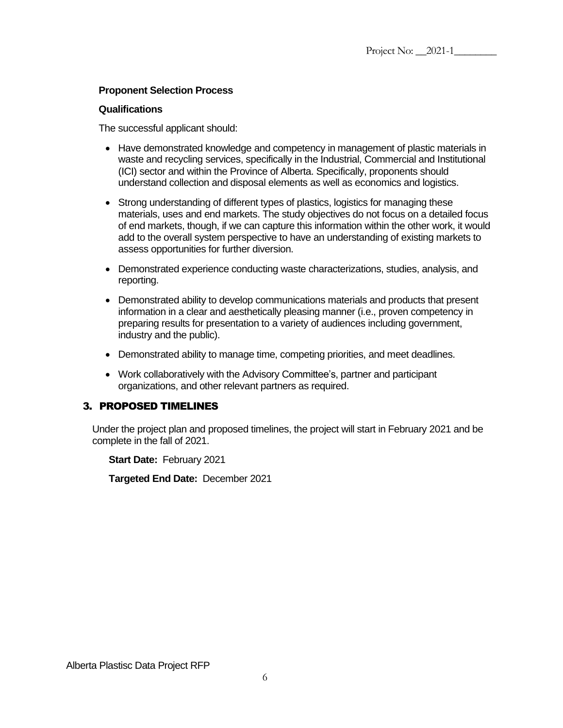**Proponent Selection Process**

**Qualifications**

The successful applicant should:

- Have demonstrated knowledge and competency in management of plastic materials in waste and recycling services, specifically in the Industrial, Commercial and Institutional (ICI) sector and within the Province of Alberta. Specifically, proponents should understand collection and disposal elements as well as economics and logistics.
- Strong understanding of different types of plastics, logistics for managing these materials, uses and end markets. The study objectives do not focus on a detailed focus of end markets, though, if we can capture this information within the other work, it would add to the overall system perspective to have an understanding of existing markets to assess opportunities for further diversion.
- Demonstrated experience conducting waste characterizations, studies, analysis, and reporting.
- Demonstrated ability to develop communications materials and products that present information in a clear and aesthetically pleasing manner (i.e., proven competency in preparing results for presentation to a variety of audiences including government, industry and the public).
- Demonstrated ability to manage time, competing priorities, and meet deadlines.
- Work collaboratively with the Advisory Committee's, partner and participant organizations, and other relevant partners as required.

## 3. PROPOSED TIMELINES

Under the project plan and proposed timelines, the project will start in February 2021 and be complete in the fall of 2021.

**Start Date:** February 2021

**Targeted End Date:** December 2021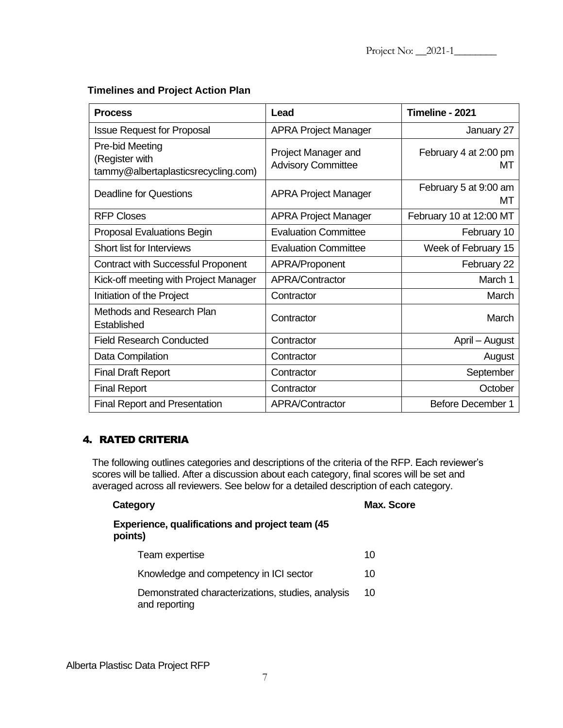**Timelines and Project Action Plan**

| Process | Lead | Timeline - 2021 |
|---|---|---|
| Issue Request for Proposal | APRA Project Manager | January 27 |
| Pre-bid Meeting (Register with tammy@albertaplasticsrecycling.com) | Project Manager and Advisory Committee | February 4 at 2:00 pm MT |
| Deadline for Questions | APRA Project Manager | February 5 at 9:00 am MT |
| RFP Closes | APRA Project Manager | February 10 at 12:00 MT |
| Proposal Evaluations Begin | Evaluation Committee | February 10 |
| Short list for Interviews | Evaluation Committee | Week of February 15 |
| Contract with Successful Proponent | APRA/Proponent | February 22 |
| Kick-off meeting with Project Manager | APRA/Contractor | March 1 |
| Initiation of the Project | Contractor | March |
| Methods and Research Plan Established | Contractor | March |
| Field Research Conducted | Contractor | April – August |
| Data Compilation | Contractor | August |
| Final Draft Report | Contractor | September |
| Final Report | Contractor | October |
| Final Report and Presentation | APRA/Contractor | Before December 1 |

## 4. RATED CRITERIA

The following outlines categories and descriptions of the criteria of the RFP. Each reviewer's scores will be tallied. After a discussion about each category, final scores will be set and averaged across all reviewers. See below for a detailed description of each category.

| Category | Max. Score |
|---|---|
| **Experience, qualifications and project team (45 points)** | |
| Team expertise | 10 |
| Knowledge and competency in ICI sector | 10 |
| Demonstrated characterizations, studies, analysis and reporting | 10 |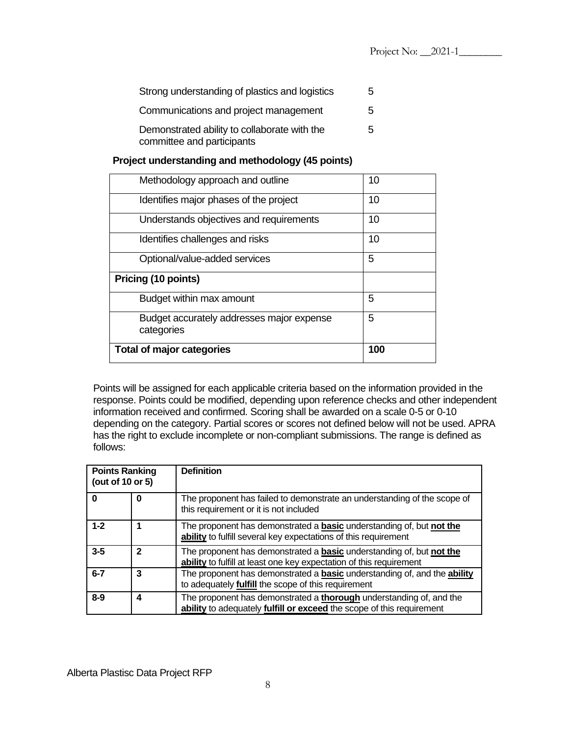| | |
|---|---|
| Strong understanding of plastics and logistics | 5 |
| Communications and project management | 5 |
| Demonstrated ability to collaborate with the committee and participants | 5 |

**Project understanding and methodology (45 points)**

| | |
|---|---|
| Methodology approach and outline | 10 |
| Identifies major phases of the project | 10 |
| Understands objectives and requirements | 10 |
| Identifies challenges and risks | 10 |
| Optional/value-added services | 5 |
| **Pricing (10 points)** | |
| Budget within max amount | 5 |
| Budget accurately addresses major expense categories | 5 |
| **Total of major categories** | **100** |

Points will be assigned for each applicable criteria based on the information provided in the response. Points could be modified, depending upon reference checks and other independent information received and confirmed. Scoring shall be awarded on a scale 0-5 or 0-10 depending on the category. Partial scores or scores not defined below will not be used. APRA has the right to exclude incomplete or non-compliant submissions. The range is defined as follows:

| **Points Ranking (out of 10 or 5)** | | **Definition** |
|---|---|---|
| **0** | **0** | The proponent has failed to demonstrate an understanding of the scope of this requirement or it is not included |
| **1-2** | **1** | The proponent has demonstrated a **basic** understanding of, but **not the ability** to fulfill several key expectations of this requirement |
| **3-5** | **2** | The proponent has demonstrated a **basic** understanding of, but **not the ability** to fulfill at least one key expectation of this requirement |
| **6-7** | **3** | The proponent has demonstrated a **basic** understanding of, and the **ability** to adequately **fulfill** the scope of this requirement |
| **8-9** | **4** | The proponent has demonstrated a **thorough** understanding of, and the **ability** to adequately **fulfill or exceed** the scope of this requirement |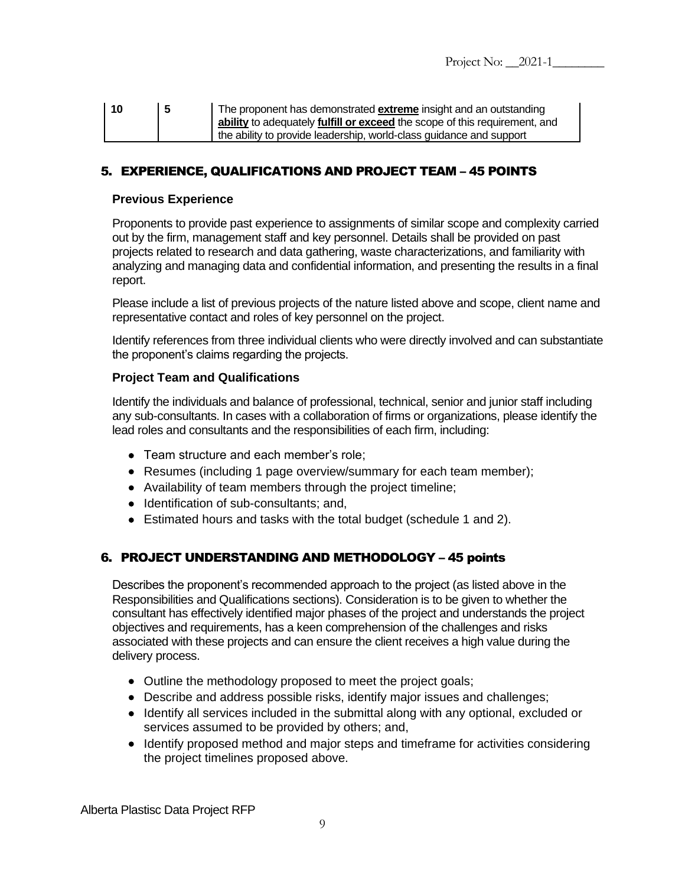| 10 | 5 | The proponent has demonstrated **extreme** insight and an outstanding **ability** to adequately **fulfill or exceed** the scope of this requirement, and the ability to provide leadership, world-class guidance and support |
|---|---|---|

## 5. EXPERIENCE, QUALIFICATIONS AND PROJECT TEAM – 45 POINTS

### Previous Experience

Proponents to provide past experience to assignments of similar scope and complexity carried out by the firm, management staff and key personnel. Details shall be provided on past projects related to research and data gathering, waste characterizations, and familiarity with analyzing and managing data and confidential information, and presenting the results in a final report.

Please include a list of previous projects of the nature listed above and scope, client name and representative contact and roles of key personnel on the project.

Identify references from three individual clients who were directly involved and can substantiate the proponent's claims regarding the projects.

### Project Team and Qualifications

Identify the individuals and balance of professional, technical, senior and junior staff including any sub-consultants. In cases with a collaboration of firms or organizations, please identify the lead roles and consultants and the responsibilities of each firm, including:

- Team structure and each member's role;
- Resumes (including 1 page overview/summary for each team member);
- Availability of team members through the project timeline;
- Identification of sub-consultants; and,
- Estimated hours and tasks with the total budget (schedule 1 and 2).

## 6. PROJECT UNDERSTANDING AND METHODOLOGY – 45 points

Describes the proponent's recommended approach to the project (as listed above in the Responsibilities and Qualifications sections). Consideration is to be given to whether the consultant has effectively identified major phases of the project and understands the project objectives and requirements, has a keen comprehension of the challenges and risks associated with these projects and can ensure the client receives a high value during the delivery process.

- Outline the methodology proposed to meet the project goals;
- Describe and address possible risks, identify major issues and challenges;
- Identify all services included in the submittal along with any optional, excluded or services assumed to be provided by others; and,
- Identify proposed method and major steps and timeframe for activities considering the project timelines proposed above.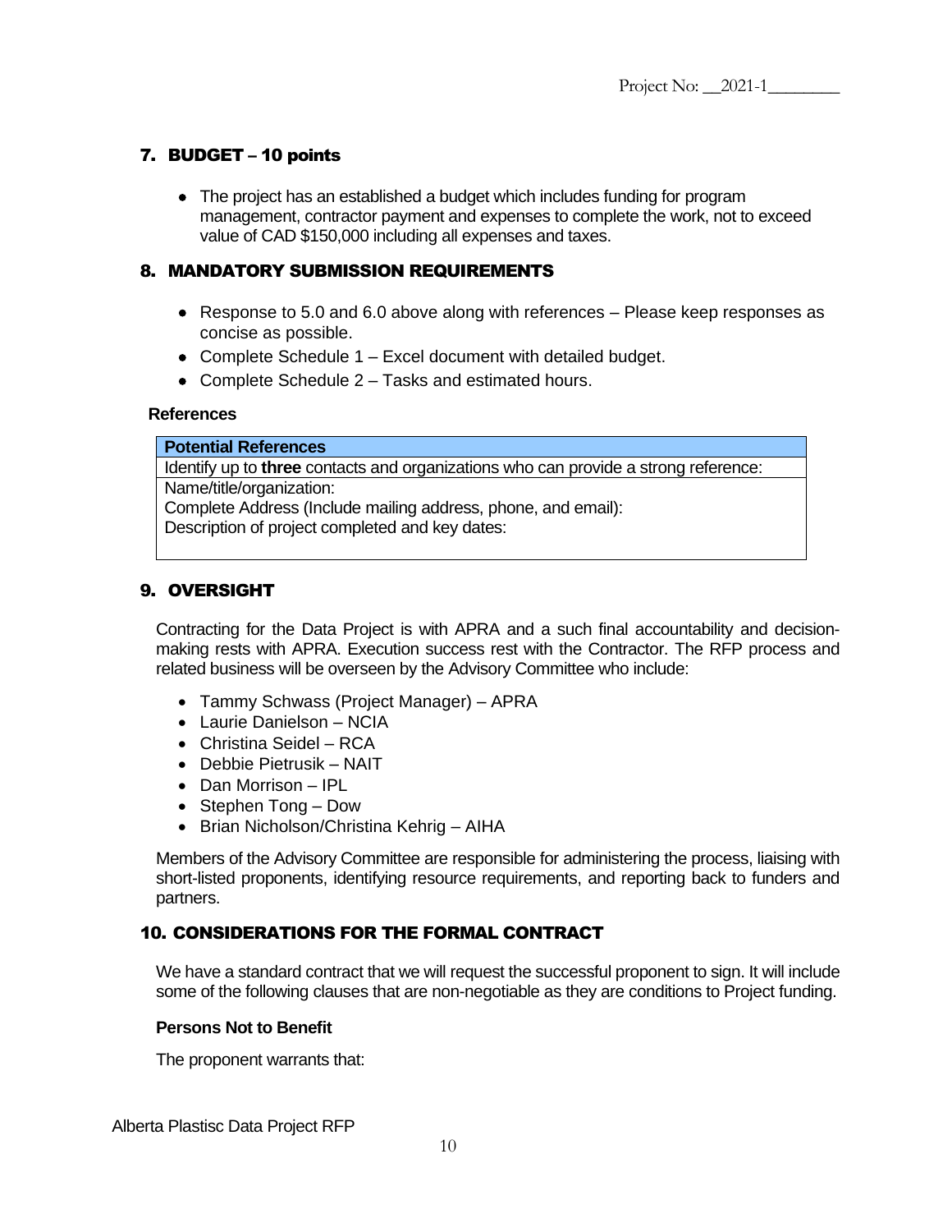## 7. BUDGET – 10 points

- The project has an established a budget which includes funding for program management, contractor payment and expenses to complete the work, not to exceed value of CAD $150,000 including all expenses and taxes.

## 8. MANDATORY SUBMISSION REQUIREMENTS

- Response to 5.0 and 6.0 above along with references – Please keep responses as concise as possible.
- Complete Schedule 1 – Excel document with detailed budget.
- Complete Schedule 2 – Tasks and estimated hours.

**References**

| **Potential References** |
|---|
| Identify up to **three** contacts and organizations who can provide a strong reference: |
| Name/title/organization:<br>Complete Address (Include mailing address, phone, and email):<br>Description of project completed and key dates: |

## 9. OVERSIGHT

Contracting for the Data Project is with APRA and a such final accountability and decision-making rests with APRA. Execution success rest with the Contractor. The RFP process and related business will be overseen by the Advisory Committee who include:

- Tammy Schwass (Project Manager) – APRA
- Laurie Danielson – NCIA
- Christina Seidel – RCA
- Debbie Pietrusik – NAIT
- Dan Morrison – IPL
- Stephen Tong – Dow
- Brian Nicholson/Christina Kehrig – AIHA

Members of the Advisory Committee are responsible for administering the process, liaising with short-listed proponents, identifying resource requirements, and reporting back to funders and partners.

## 10. CONSIDERATIONS FOR THE FORMAL CONTRACT

We have a standard contract that we will request the successful proponent to sign. It will include some of the following clauses that are non-negotiable as they are conditions to Project funding.

**Persons Not to Benefit**

The proponent warrants that: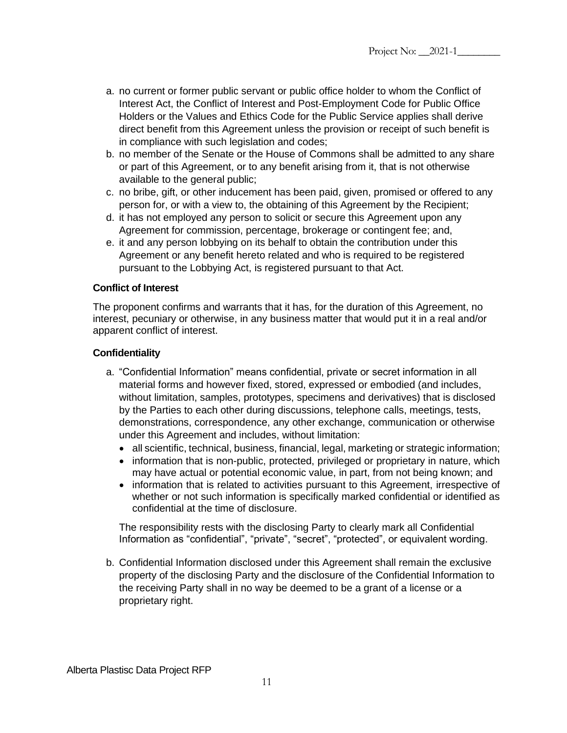a. no current or former public servant or public office holder to whom the Conflict of Interest Act, the Conflict of Interest and Post-Employment Code for Public Office Holders or the Values and Ethics Code for the Public Service applies shall derive direct benefit from this Agreement unless the provision or receipt of such benefit is in compliance with such legislation and codes;
b. no member of the Senate or the House of Commons shall be admitted to any share or part of this Agreement, or to any benefit arising from it, that is not otherwise available to the general public;
c. no bribe, gift, or other inducement has been paid, given, promised or offered to any person for, or with a view to, the obtaining of this Agreement by the Recipient;
d. it has not employed any person to solicit or secure this Agreement upon any Agreement for commission, percentage, brokerage or contingent fee; and,
e. it and any person lobbying on its behalf to obtain the contribution under this Agreement or any benefit hereto related and who is required to be registered pursuant to the Lobbying Act, is registered pursuant to that Act.

**Conflict of Interest**

The proponent confirms and warrants that it has, for the duration of this Agreement, no interest, pecuniary or otherwise, in any business matter that would put it in a real and/or apparent conflict of interest.

**Confidentiality**

a. “Confidential Information” means confidential, private or secret information in all material forms and however fixed, stored, expressed or embodied (and includes, without limitation, samples, prototypes, specimens and derivatives) that is disclosed by the Parties to each other during discussions, telephone calls, meetings, tests, demonstrations, correspondence, any other exchange, communication or otherwise under this Agreement and includes, without limitation:
   - all scientific, technical, business, financial, legal, marketing or strategic information;
   - information that is non-public, protected, privileged or proprietary in nature, which may have actual or potential economic value, in part, from not being known; and
   - information that is related to activities pursuant to this Agreement, irrespective of whether or not such information is specifically marked confidential or identified as confidential at the time of disclosure.

   The responsibility rests with the disclosing Party to clearly mark all Confidential Information as “confidential”, “private”, “secret”, “protected”, or equivalent wording.

b. Confidential Information disclosed under this Agreement shall remain the exclusive property of the disclosing Party and the disclosure of the Confidential Information to the receiving Party shall in no way be deemed to be a grant of a license or a proprietary right.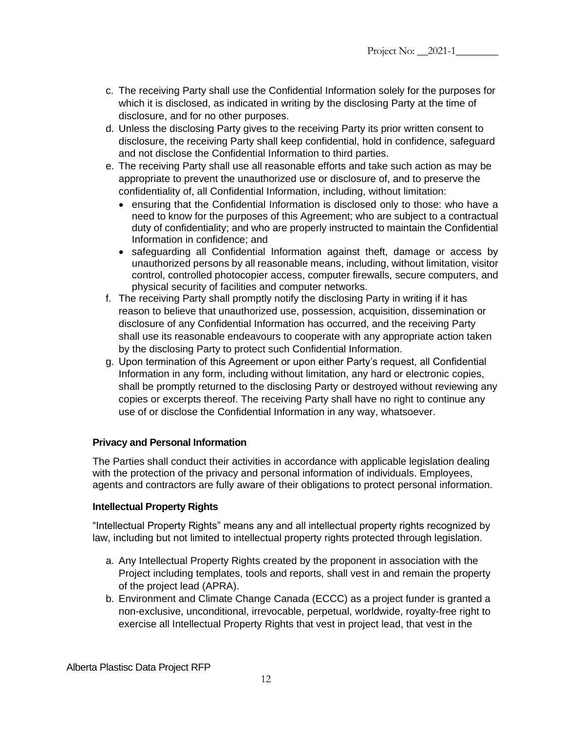c. The receiving Party shall use the Confidential Information solely for the purposes for which it is disclosed, as indicated in writing by the disclosing Party at the time of disclosure, and for no other purposes.
d. Unless the disclosing Party gives to the receiving Party its prior written consent to disclosure, the receiving Party shall keep confidential, hold in confidence, safeguard and not disclose the Confidential Information to third parties.
e. The receiving Party shall use all reasonable efforts and take such action as may be appropriate to prevent the unauthorized use or disclosure of, and to preserve the confidentiality of, all Confidential Information, including, without limitation:
   - ensuring that the Confidential Information is disclosed only to those: who have a need to know for the purposes of this Agreement; who are subject to a contractual duty of confidentiality; and who are properly instructed to maintain the Confidential Information in confidence; and
   - safeguarding all Confidential Information against theft, damage or access by unauthorized persons by all reasonable means, including, without limitation, visitor control, controlled photocopier access, computer firewalls, secure computers, and physical security of facilities and computer networks.
f. The receiving Party shall promptly notify the disclosing Party in writing if it has reason to believe that unauthorized use, possession, acquisition, dissemination or disclosure of any Confidential Information has occurred, and the receiving Party shall use its reasonable endeavours to cooperate with any appropriate action taken by the disclosing Party to protect such Confidential Information.
g. Upon termination of this Agreement or upon either Party's request, all Confidential Information in any form, including without limitation, any hard or electronic copies, shall be promptly returned to the disclosing Party or destroyed without reviewing any copies or excerpts thereof. The receiving Party shall have no right to continue any use of or disclose the Confidential Information in any way, whatsoever.

**Privacy and Personal Information**

The Parties shall conduct their activities in accordance with applicable legislation dealing with the protection of the privacy and personal information of individuals. Employees, agents and contractors are fully aware of their obligations to protect personal information.

**Intellectual Property Rights**

"Intellectual Property Rights" means any and all intellectual property rights recognized by law, including but not limited to intellectual property rights protected through legislation.

a. Any Intellectual Property Rights created by the proponent in association with the Project including templates, tools and reports, shall vest in and remain the property of the project lead (APRA).
b. Environment and Climate Change Canada (ECCC) as a project funder is granted a non-exclusive, unconditional, irrevocable, perpetual, worldwide, royalty-free right to exercise all Intellectual Property Rights that vest in project lead, that vest in the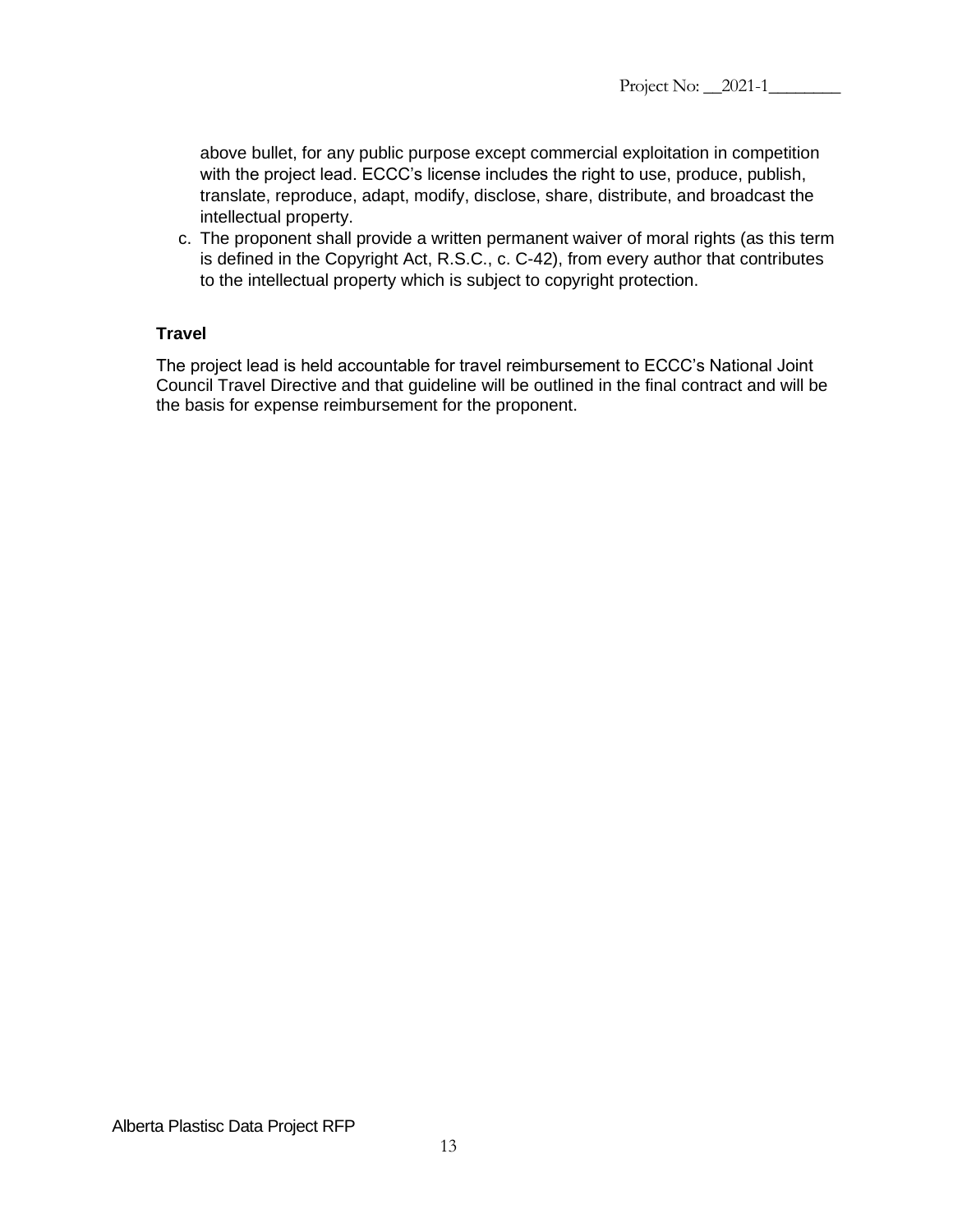above bullet, for any public purpose except commercial exploitation in competition with the project lead. ECCC's license includes the right to use, produce, publish, translate, reproduce, adapt, modify, disclose, share, distribute, and broadcast the intellectual property.

c. The proponent shall provide a written permanent waiver of moral rights (as this term is defined in the Copyright Act, R.S.C., c. C-42), from every author that contributes to the intellectual property which is subject to copyright protection.

**Travel**

The project lead is held accountable for travel reimbursement to ECCC's National Joint Council Travel Directive and that guideline will be outlined in the final contract and will be the basis for expense reimbursement for the proponent.